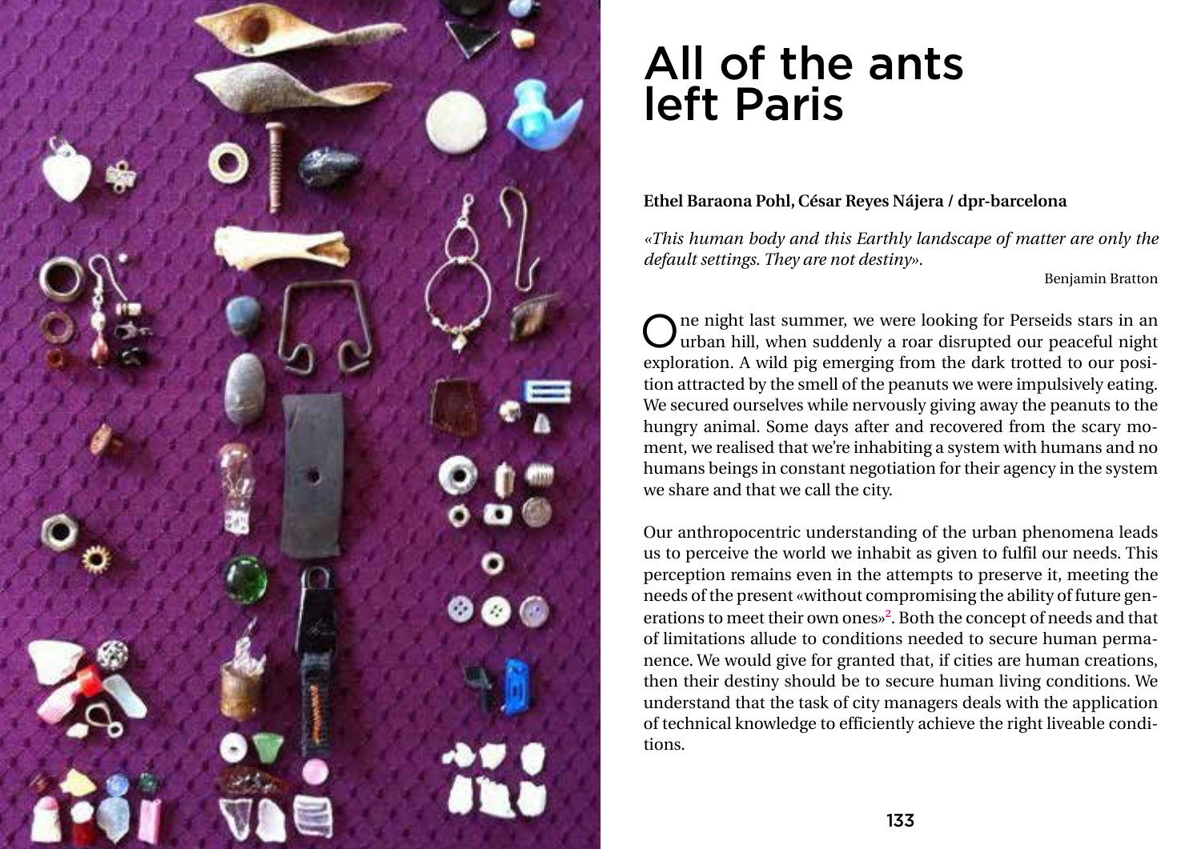# All of the ants left Paris

**Ethel Baraona Pohl, César Reyes Nájera / dpr-barcelona**

*«This human body and this Earthly landscape of matter are only the default settings. They are not destiny».*

Benjamin Bratton

One night last summer, we were looking for Perseids stars in an urban hill, when suddenly a roar disrupted our peaceful night exploration. A wild pig emerging from the dark trotted to our position attracted by the smell of the peanuts we were impulsively eating. We secured ourselves while nervously giving away the peanuts to the hungry animal. Some days after and recovered from the scary moment, we realised that we're inhabiting a system with humans and no humans beings in constant negotiation for their agency in the system we share and that we call the city.

Our anthropocentric understanding of the urban phenomena leads us to perceive the world we inhabit as given to fulfil our needs. This perception remains even in the attempts to preserve it, meeting the needs of the present «without compromising the ability of future generations to meet their own ones»[2]. Both the concept of needs and that of limitations allude to conditions needed to secure human permanence. We would give for granted that, if cities are human creations, then their destiny should be to secure human living conditions. We understand that the task of city managers deals with the application of technical knowledge to efficiently achieve the right liveable conditions.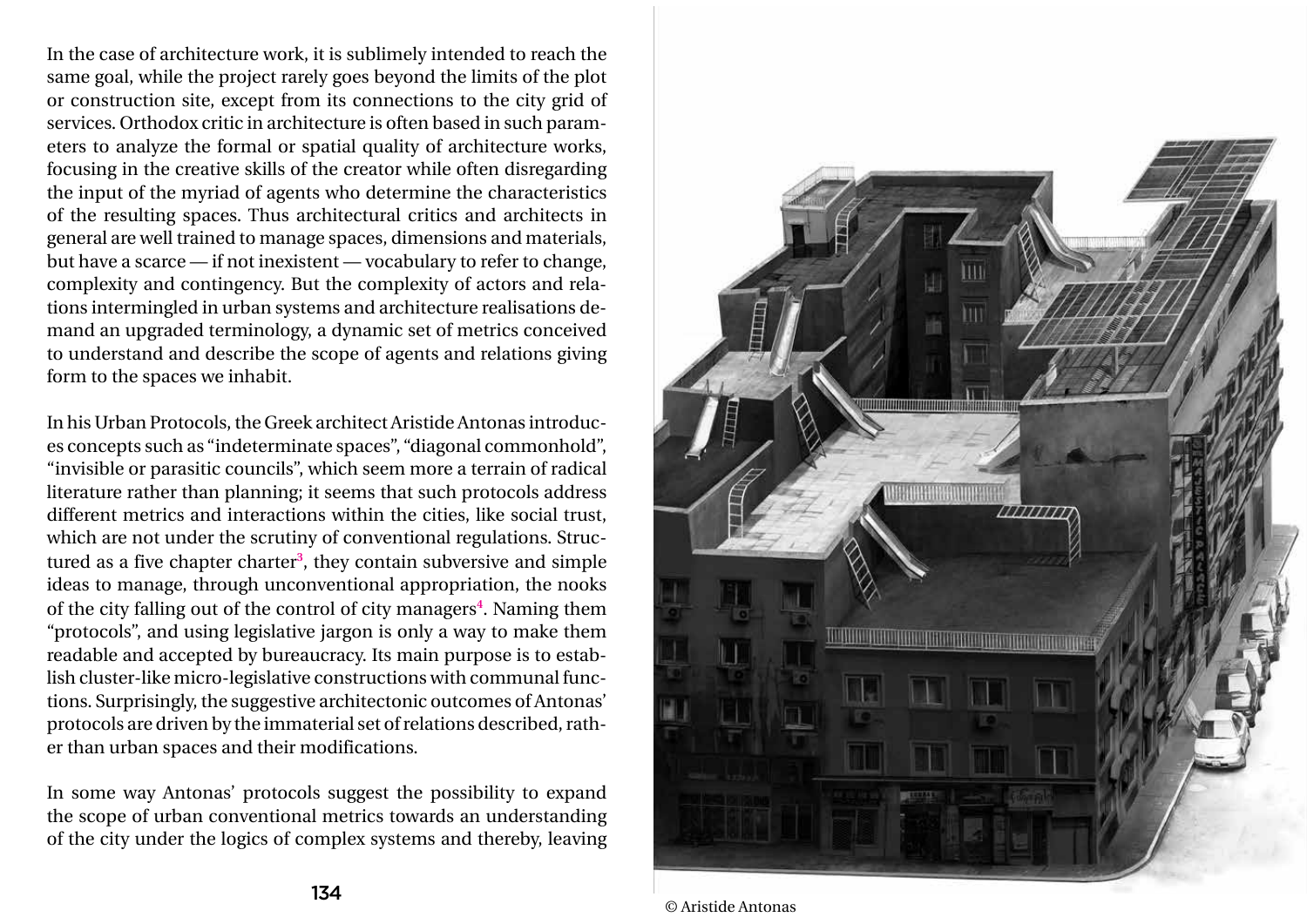In the case of architecture work, it is sublimely intended to reach the same goal, while the project rarely goes beyond the limits of the plot or construction site, except from its connections to the city grid of services. Orthodox critic in architecture is often based in such parameters to analyze the formal or spatial quality of architecture works, focusing in the creative skills of the creator while often disregarding the input of the myriad of agents who determine the characteristics of the resulting spaces. Thus architectural critics and architects in general are well trained to manage spaces, dimensions and materials, but have a scarce — if not inexistent — vocabulary to refer to change, complexity and contingency. But the complexity of actors and relations intermingled in urban systems and architecture realisations demand an upgraded terminology, a dynamic set of metrics conceived to understand and describe the scope of agents and relations giving form to the spaces we inhabit.

In his Urban Protocols, the Greek architect Aristide Antonas introduces concepts such as "indeterminate spaces", "diagonal commonhold", "invisible or parasitic councils", which seem more a terrain of radical literature rather than planning; it seems that such protocols address different metrics and interactions within the cities, like social trust, which are not under the scrutiny of conventional regulations. Structured as a five chapter charter[3], they contain subversive and simple ideas to manage, through unconventional appropriation, the nooks of the city falling out of the control of city managers[4]. Naming them "protocols", and using legislative jargon is only a way to make them readable and accepted by bureaucracy. Its main purpose is to establish cluster-like micro-legislative constructions with communal functions. Surprisingly, the suggestive architectonic outcomes of Antonas' protocols are driven by the immaterial set of relations described, rather than urban spaces and their modifications.

In some way Antonas' protocols suggest the possibility to expand the scope of urban conventional metrics towards an understanding of the city under the logics of complex systems and thereby, leaving

© Aristide Antonas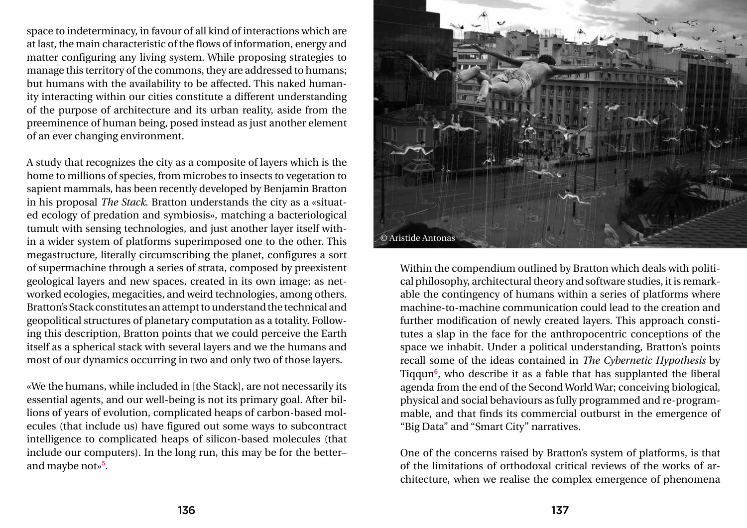space to indeterminacy, in favour of all kind of interactions which are at last, the main characteristic of the flows of information, energy and matter configuring any living system. While proposing strategies to manage this territory of the commons, they are addressed to humans; but humans with the availability to be affected. This naked humanity interacting within our cities constitute a different understanding of the purpose of architecture and its urban reality, aside from the preeminence of human being, posed instead as just another element of an ever changing environment.

A study that recognizes the city as a composite of layers which is the home to millions of species, from microbes to insects to vegetation to sapient mammals, has been recently developed by Benjamin Bratton in his proposal *The Stack*. Bratton understands the city as a «situated ecology of predation and symbiosis», matching a bacteriological tumult with sensing technologies, and just another layer itself within a wider system of platforms superimposed one to the other. This megastructure, literally circumscribing the planet, configures a sort of supermachine through a series of strata, composed by preexistent geological layers and new spaces, created in its own image; as networked ecologies, megacities, and weird technologies, among others. Bratton's Stack constitutes an attempt to understand the technical and geopolitical structures of planetary computation as a totality. Following this description, Bratton points that we could perceive the Earth itself as a spherical stack with several layers and we the humans and most of our dynamics occurring in two and only two of those layers.

«We the humans, while included in [the Stack], are not necessarily its essential agents, and our well-being is not its primary goal. After billions of years of evolution, complicated heaps of carbon-based molecules (that include us) have figured out some ways to subcontract intelligence to complicated heaps of silicon-based molecules (that include our computers). In the long run, this may be for the better– and maybe not»[5].

© Aristide Antonas

Within the compendium outlined by Bratton which deals with political philosophy, architectural theory and software studies, it is remarkable the contingency of humans within a series of platforms where machine-to-machine communication could lead to the creation and further modification of newly created layers. This approach constitutes a slap in the face for the anthropocentric conceptions of the space we inhabit. Under a political understanding, Bratton's points recall some of the ideas contained in *The Cybernetic Hypothesis* by Tiqqun[6], who describe it as a fable that has supplanted the liberal agenda from the end of the Second World War; conceiving biological, physical and social behaviours as fully programmed and re-programmable, and that finds its commercial outburst in the emergence of "Big Data" and "Smart City" narratives.

One of the concerns raised by Bratton's system of platforms, is that of the limitations of orthodoxal critical reviews of the works of architecture, when we realise the complex emergence of phenomena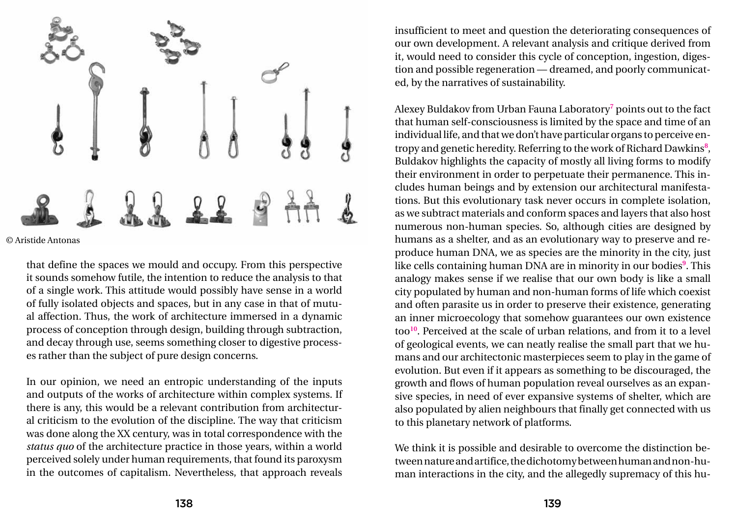© Aristide Antonas

that define the spaces we mould and occupy. From this perspective it sounds somehow futile, the intention to reduce the analysis to that of a single work. This attitude would possibly have sense in a world of fully isolated objects and spaces, but in any case in that of mutual affection. Thus, the work of architecture immersed in a dynamic process of conception through design, building through subtraction, and decay through use, seems something closer to digestive processes rather than the subject of pure design concerns.

In our opinion, we need an entropic understanding of the inputs and outputs of the works of architecture within complex systems. If there is any, this would be a relevant contribution from architectural criticism to the evolution of the discipline. The way that criticism was done along the XX century, was in total correspondence with the *status quo* of the architecture practice in those years, within a world perceived solely under human requirements, that found its paroxysm in the outcomes of capitalism. Nevertheless, that approach reveals insufficient to meet and question the deteriorating consequences of our own development. A relevant analysis and critique derived from it, would need to consider this cycle of conception, ingestion, digestion and possible regeneration — dreamed, and poorly communicated, by the narratives of sustainability.

Alexey Buldakov from Urban Fauna Laboratory[7] points out to the fact that human self-consciousness is limited by the space and time of an individual life, and that we don't have particular organs to perceive entropy and genetic heredity. Referring to the work of Richard Dawkins[8], Buldakov highlights the capacity of mostly all living forms to modify their environment in order to perpetuate their permanence. This includes human beings and by extension our architectural manifestations. But this evolutionary task never occurs in complete isolation, as we subtract materials and conform spaces and layers that also host numerous non-human species. So, although cities are designed by humans as a shelter, and as an evolutionary way to preserve and reproduce human DNA, we as species are the minority in the city, just like cells containing human DNA are in minority in our bodies[9]. This analogy makes sense if we realise that our own body is like a small city populated by human and non-human forms of life which coexist and often parasite us in order to preserve their existence, generating an inner microecology that somehow guarantees our own existence too[10]. Perceived at the scale of urban relations, and from it to a level of geological events, we can neatly realise the small part that we humans and our architectonic masterpieces seem to play in the game of evolution. But even if it appears as something to be discouraged, the growth and flows of human population reveal ourselves as an expansive species, in need of ever expansive systems of shelter, which are also populated by alien neighbours that finally get connected with us to this planetary network of platforms.

We think it is possible and desirable to overcome the distinction between nature and artifice, the dichotomy between human and non-human interactions in the city, and the allegedly supremacy of this hu-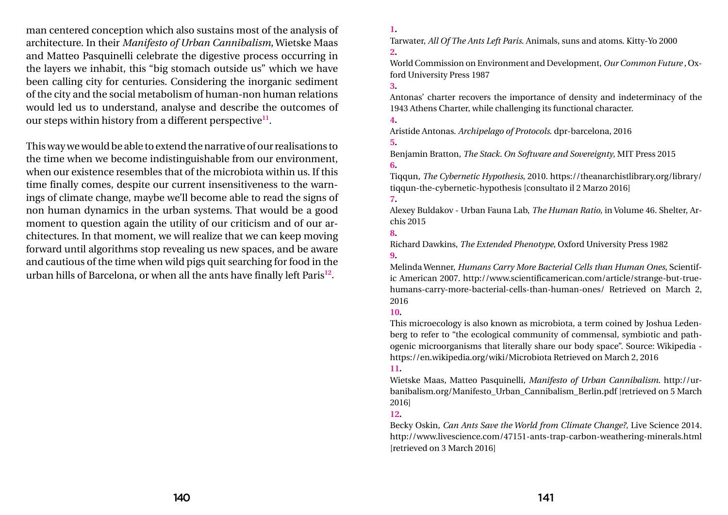man centered conception which also sustains most of the analysis of architecture. In their *Manifesto of Urban Cannibalism*, Wietske Maas and Matteo Pasquinelli celebrate the digestive process occurring in the layers we inhabit, this “big stomach outside us” which we have been calling city for centuries. Considering the inorganic sediment of the city and the social metabolism of human-non human relations would led us to understand, analyse and describe the outcomes of our steps within history from a different perspective[11].

This way we would be able to extend the narrative of our realisations to the time when we become indistinguishable from our environment, when our existence resembles that of the microbiota within us. If this time finally comes, despite our current insensitiveness to the warnings of climate change, maybe we’ll become able to read the signs of non human dynamics in the urban systems. That would be a good moment to question again the utility of our criticism and of our architectures. In that moment, we will realize that we can keep moving forward until algorithms stop revealing us new spaces, and be aware and cautious of the time when wild pigs quit searching for food in the urban hills of Barcelona, or when all the ants have finally left Paris[12].

**1.**
Tarwater, *All Of The Ants Left Paris*. Animals, suns and atoms. Kitty-Yo 2000

**2.**
World Commission on Environment and Development, *Our Common Future* , Oxford University Press 1987

**3.**
Antonas’ charter recovers the importance of density and indeterminacy of the 1943 Athens Charter, while challenging its functional character.

**4.**
Aristide Antonas. *Archipelago of Protocols*. dpr-barcelona, 2016

**5.**
Benjamin Bratton, *The Stack. On Software and Sovereignty*, MIT Press 2015

**6.**
Tiqqun, *The Cybernetic Hypothesis*, 2010. https://theanarchistlibrary.org/library/tiqqun-the-cybernetic-hypothesis [consultato il 2 Marzo 2016]

**7.**
Alexey Buldakov - Urban Fauna Lab, *The Human Ratio*, in Volume 46. Shelter, Archis 2015

**8.**
Richard Dawkins, *The Extended Phenotype*, Oxford University Press 1982

**9.**
Melinda Wenner, *Humans Carry More Bacterial Cells than Human Ones*, Scientific American 2007. http://www.scientificamerican.com/article/strange-but-true-humans-carry-more-bacterial-cells-than-human-ones/ Retrieved on March 2, 2016

**10.**
This microecology is also known as microbiota, a term coined by Joshua Ledenberg to refer to “the ecological community of commensal, symbiotic and pathogenic microorganisms that literally share our body space”. Source: Wikipedia - https://en.wikipedia.org/wiki/Microbiota Retrieved on March 2, 2016

**11.**
Wietske Maas, Matteo Pasquinelli, *Manifesto of Urban Cannibalism*. http://urbanibalism.org/Manifesto_Urban_Cannibalism_Berlin.pdf [retrieved on 5 March 2016]

**12.**
Becky Oskin, *Can Ants Save the World from Climate Change?*, Live Science 2014. http://www.livescience.com/47151-ants-trap-carbon-weathering-minerals.html [retrieved on 3 March 2016]